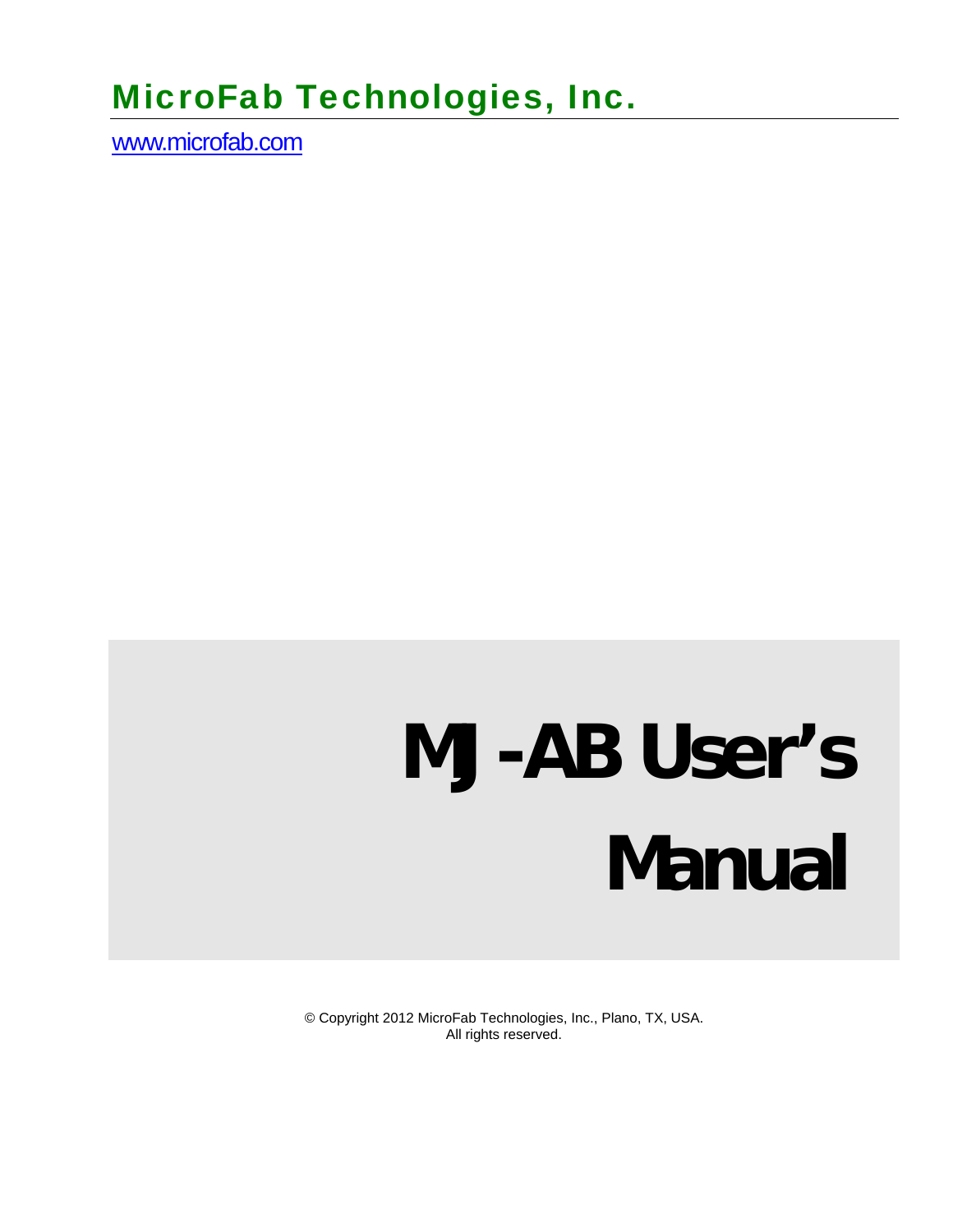# MicroFab Technologies, Inc.

www.microfab.com

# MJ-AB User's Manual

© Copyright 2012 MicroFab Technologies, Inc., Plano, TX, USA.
All rights reserved.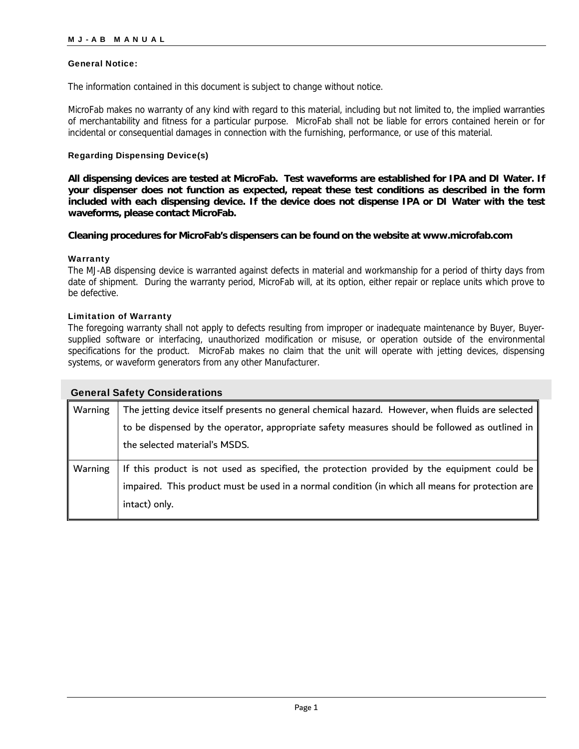### General Notice:

The information contained in this document is subject to change without notice.

MicroFab makes no warranty of any kind with regard to this material, including but not limited to, the implied warranties of merchantability and fitness for a particular purpose. MicroFab shall not be liable for errors contained herein or for incidental or consequential damages in connection with the furnishing, performance, or use of this material.

### Regarding Dispensing Device(s)

**All dispensing devices are tested at MicroFab. Test waveforms are established for IPA and DI Water. If your dispenser does not function as expected, repeat these test conditions as described in the form included with each dispensing device. If the device does not dispense IPA or DI Water with the test waveforms, please contact MicroFab.**

**Cleaning procedures for MicroFab's dispensers can be found on the website at www.microfab.com**

### Warranty

The MJ-AB dispensing device is warranted against defects in material and workmanship for a period of thirty days from date of shipment. During the warranty period, MicroFab will, at its option, either repair or replace units which prove to be defective.

### Limitation of Warranty

The foregoing warranty shall not apply to defects resulting from improper or inadequate maintenance by Buyer, Buyer-supplied software or interfacing, unauthorized modification or misuse, or operation outside of the environmental specifications for the product. MicroFab makes no claim that the unit will operate with jetting devices, dispensing systems, or waveform generators from any other Manufacturer.

## General Safety Considerations

| | |
|---|---|
| Warning | The jetting device itself presents no general chemical hazard. However, when fluids are selected to be dispensed by the operator, appropriate safety measures should be followed as outlined in the selected material's MSDS. |
| Warning | If this product is not used as specified, the protection provided by the equipment could be impaired. This product must be used in a normal condition (in which all means for protection are intact) only. |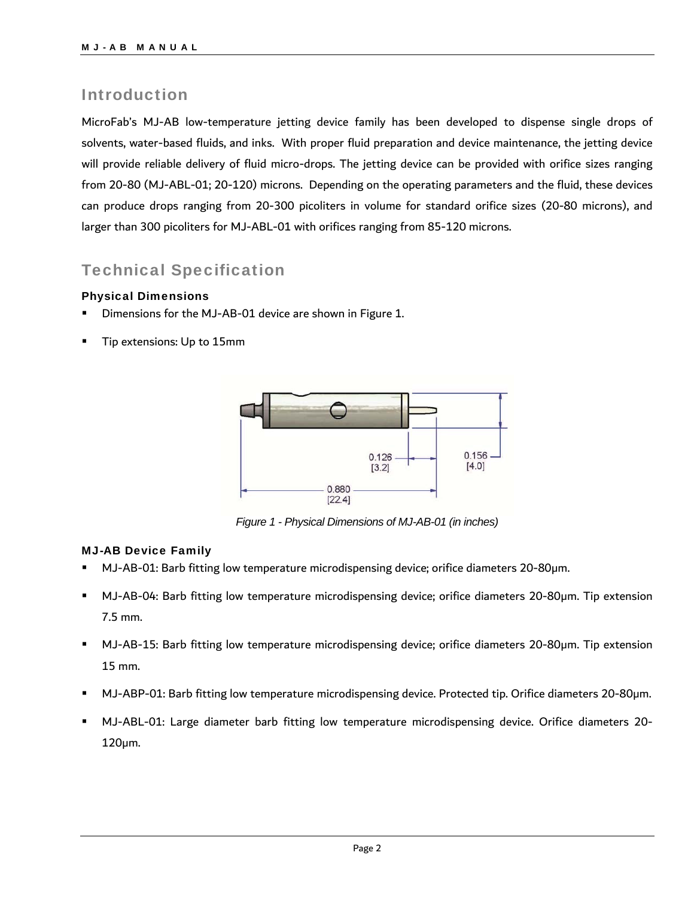# Introduction

MicroFab's MJ-AB low-temperature jetting device family has been developed to dispense single drops of solvents, water-based fluids, and inks. With proper fluid preparation and device maintenance, the jetting device will provide reliable delivery of fluid micro-drops. The jetting device can be provided with orifice sizes ranging from 20-80 (MJ-ABL-01; 20-120) microns. Depending on the operating parameters and the fluid, these devices can produce drops ranging from 20-300 picoliters in volume for standard orifice sizes (20-80 microns), and larger than 300 picoliters for MJ-ABL-01 with orifices ranging from 85-120 microns.

# Technical Specification

### Physical Dimensions

- Dimensions for the MJ-AB-01 device are shown in Figure 1.
- Tip extensions: Up to 15mm

*Figure 1 - Physical Dimensions of MJ-AB-01 (in inches)*

### MJ-AB Device Family

- MJ-AB-01: Barb fitting low temperature microdispensing device; orifice diameters 20-80µm.
- MJ-AB-04: Barb fitting low temperature microdispensing device; orifice diameters 20-80µm. Tip extension 7.5 mm.
- MJ-AB-15: Barb fitting low temperature microdispensing device; orifice diameters 20-80µm. Tip extension 15 mm.
- MJ-ABP-01: Barb fitting low temperature microdispensing device. Protected tip. Orifice diameters 20-80µm.
- MJ-ABL-01: Large diameter barb fitting low temperature microdispensing device. Orifice diameters 20-120µm.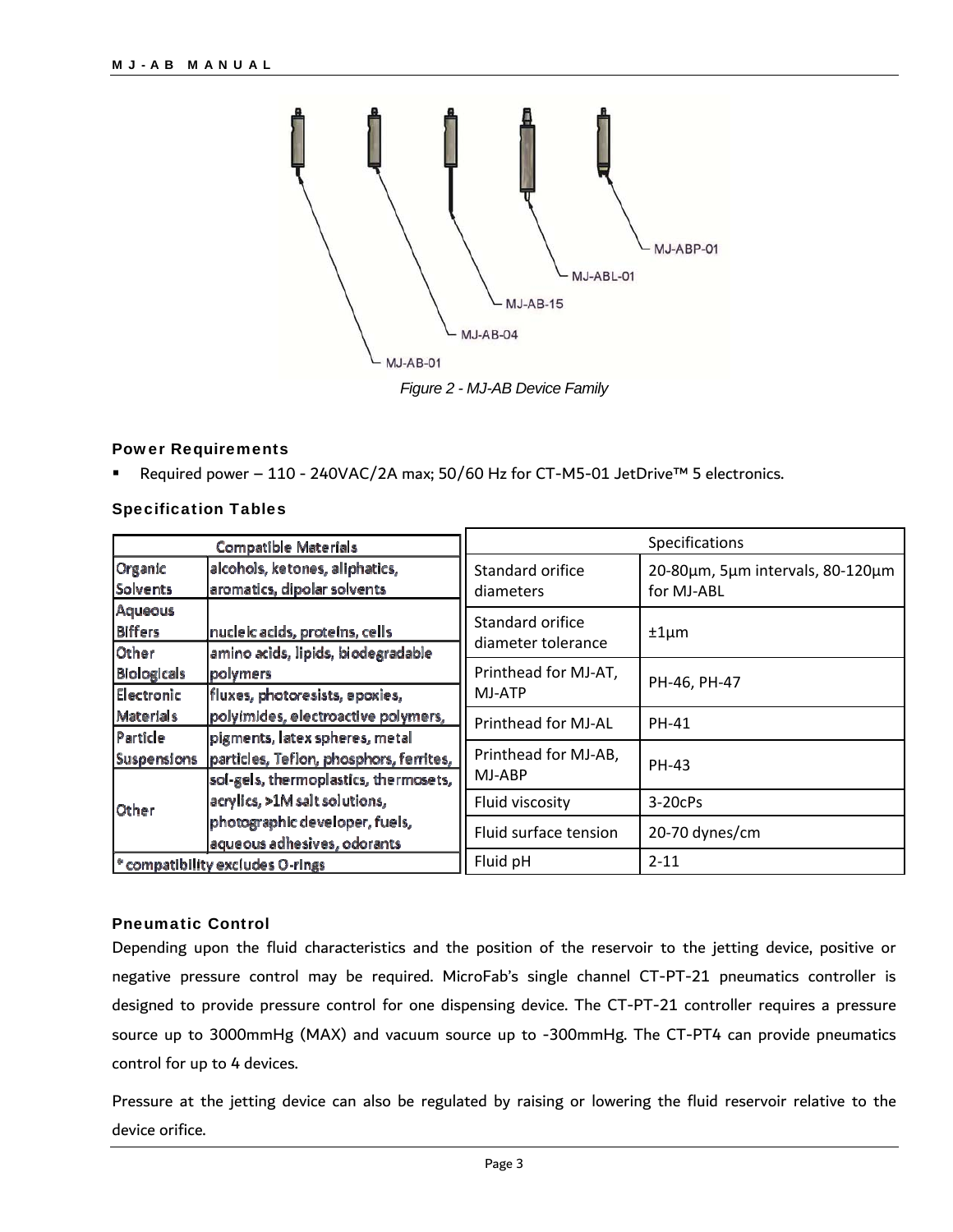*Figure 2 - MJ-AB Device Family*

### Power Requirements

- Required power – 110 - 240VAC/2A max; 50/60 Hz for CT-M5-01 JetDrive™ 5 electronics.

### Specification Tables

| Compatible Materials | |
|---|---|
| Organic Solvents | alcohols, ketones, aliphatics, aromatics, dipolar solvents |
| Aqueous Biffers | nucleic acids, proteins, cells |
| Other Biologicals | amino acids, lipids, biodegradable polymers |
| Electronic Materials | fluxes, photoresists, epoxies, polyimides, electroactive polymers, |
| Particle Suspensions | pigments, latex spheres, metal particles, Teflon, phosphors, ferrites, |
| Other | sol-gels, thermoplastics, thermosets, acrylics, >1M salt solutions, photographic developer, fuels, aqueous adhesives, odorants |
| * compatibility excludes O-rings | |

| Specifications | |
|---|---|
| Standard orifice diameters | 20-80µm, 5µm intervals, 80-120µm for MJ-ABL |
| Standard orifice diameter tolerance | ±1µm |
| Printhead for MJ-AT, MJ-ATP | PH-46, PH-47 |
| Printhead for MJ-AL | PH-41 |
| Printhead for MJ-AB, MJ-ABP | PH-43 |
| Fluid viscosity | 3-20cPs |
| Fluid surface tension | 20-70 dynes/cm |
| Fluid pH | 2-11 |

### Pneumatic Control

Depending upon the fluid characteristics and the position of the reservoir to the jetting device, positive or negative pressure control may be required. MicroFab's single channel CT-PT-21 pneumatics controller is designed to provide pressure control for one dispensing device. The CT-PT-21 controller requires a pressure source up to 3000mmHg (MAX) and vacuum source up to -300mmHg. The CT-PT4 can provide pneumatics control for up to 4 devices.

Pressure at the jetting device can also be regulated by raising or lowering the fluid reservoir relative to the device orifice.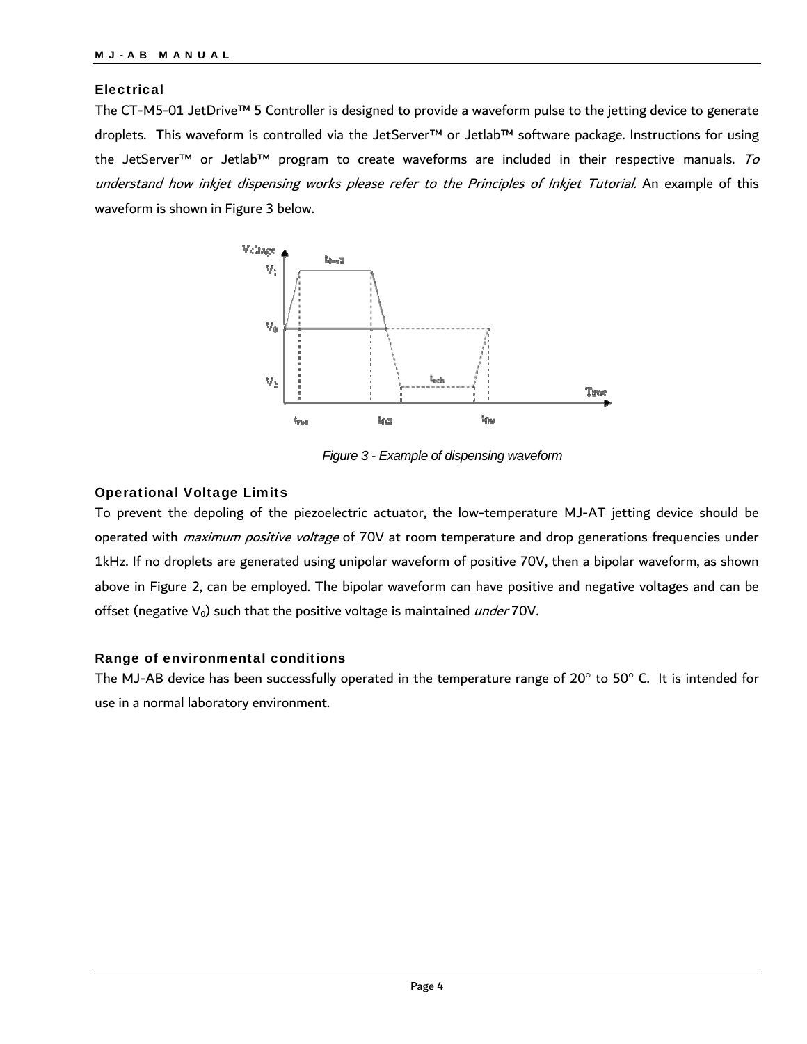### Electrical

The CT-M5-01 JetDrive™ 5 Controller is designed to provide a waveform pulse to the jetting device to generate droplets. This waveform is controlled via the JetServer™ or Jetlab™ software package. Instructions for using the JetServer™ or Jetlab™ program to create waveforms are included in their respective manuals. *To understand how inkjet dispensing works please refer to the Principles of Inkjet Tutorial.* An example of this waveform is shown in Figure 3 below.

*Figure 3 - Example of dispensing waveform*

### Operational Voltage Limits

To prevent the depoling of the piezoelectric actuator, the low-temperature MJ-AT jetting device should be operated with *maximum positive voltage* of 70V at room temperature and drop generations frequencies under 1kHz. If no droplets are generated using unipolar waveform of positive 70V, then a bipolar waveform, as shown above in Figure 2, can be employed. The bipolar waveform can have positive and negative voltages and can be offset (negative $V_0$) such that the positive voltage is maintained *under* 70V.

### Range of environmental conditions

The MJ-AB device has been successfully operated in the temperature range of 20° to 50° C. It is intended for use in a normal laboratory environment.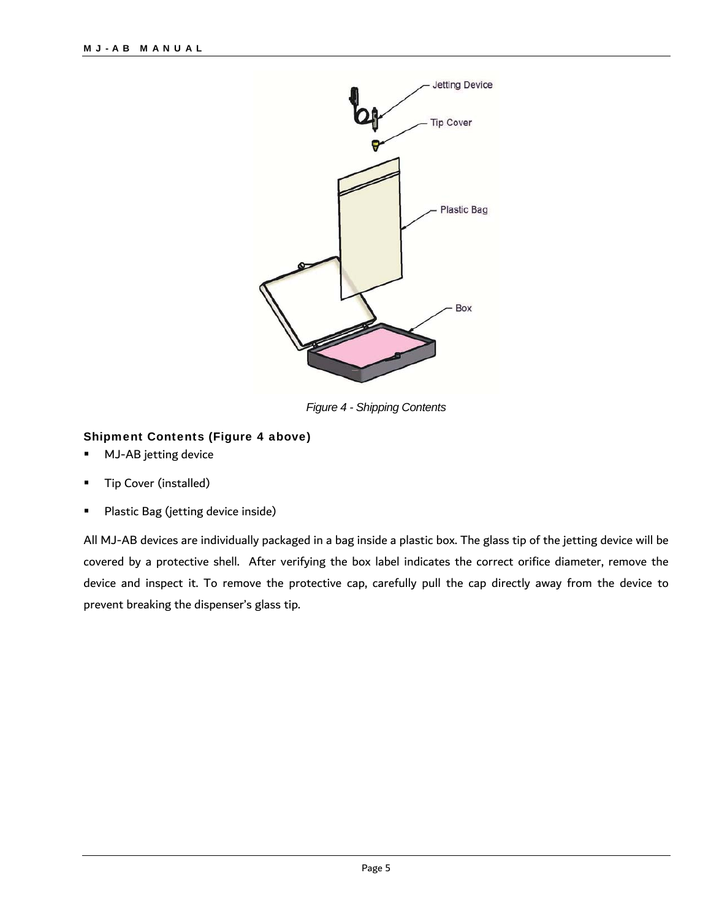Figure 4 - Shipping Contents

### Shipment Contents (Figure 4 above)

- MJ-AB jetting device
- Tip Cover (installed)
- Plastic Bag (jetting device inside)

All MJ-AB devices are individually packaged in a bag inside a plastic box. The glass tip of the jetting device will be covered by a protective shell. After verifying the box label indicates the correct orifice diameter, remove the device and inspect it. To remove the protective cap, carefully pull the cap directly away from the device to prevent breaking the dispenser's glass tip.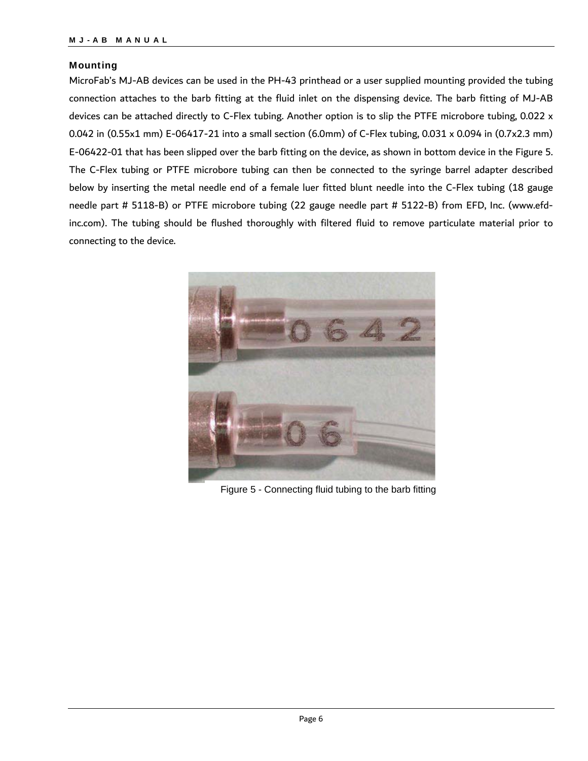### Mounting

MicroFab's MJ-AB devices can be used in the PH-43 printhead or a user supplied mounting provided the tubing connection attaches to the barb fitting at the fluid inlet on the dispensing device. The barb fitting of MJ-AB devices can be attached directly to C-Flex tubing. Another option is to slip the PTFE microbore tubing, 0.022 x 0.042 in (0.55x1 mm) E-06417-21 into a small section (6.0mm) of C-Flex tubing, 0.031 x 0.094 in (0.7x2.3 mm) E-06422-01 that has been slipped over the barb fitting on the device, as shown in bottom device in the Figure 5. The C-Flex tubing or PTFE microbore tubing can then be connected to the syringe barrel adapter described below by inserting the metal needle end of a female luer fitted blunt needle into the C-Flex tubing (18 gauge needle part # 5118-B) or PTFE microbore tubing (22 gauge needle part # 5122-B) from EFD, Inc. (www.efd-inc.com). The tubing should be flushed thoroughly with filtered fluid to remove particulate material prior to connecting to the device.

Figure 5 - Connecting fluid tubing to the barb fitting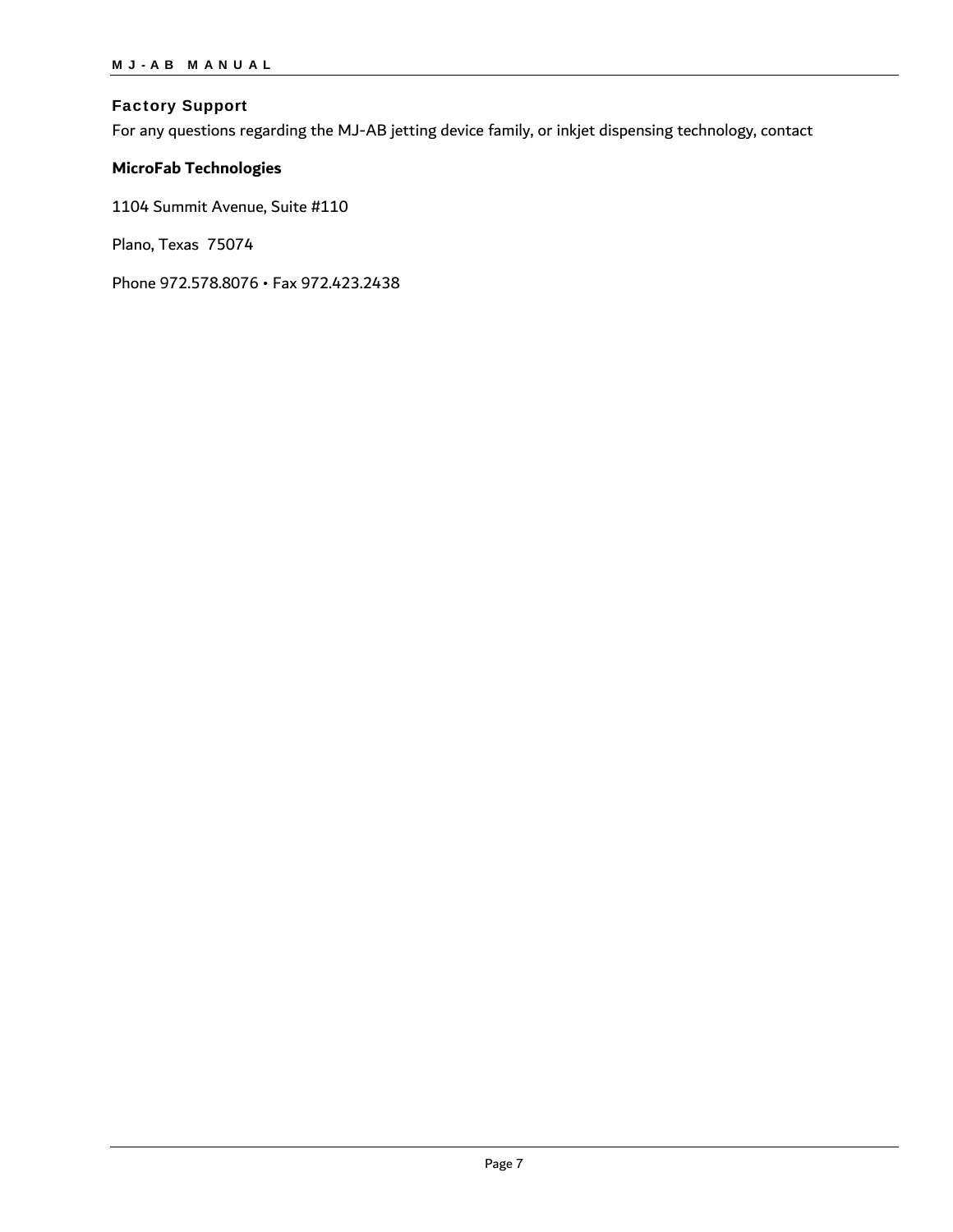### Factory Support

For any questions regarding the MJ-AB jetting device family, or inkjet dispensing technology, contact

**MicroFab Technologies**

1104 Summit Avenue, Suite #110

Plano, Texas  75074

Phone 972.578.8076 • Fax 972.423.2438